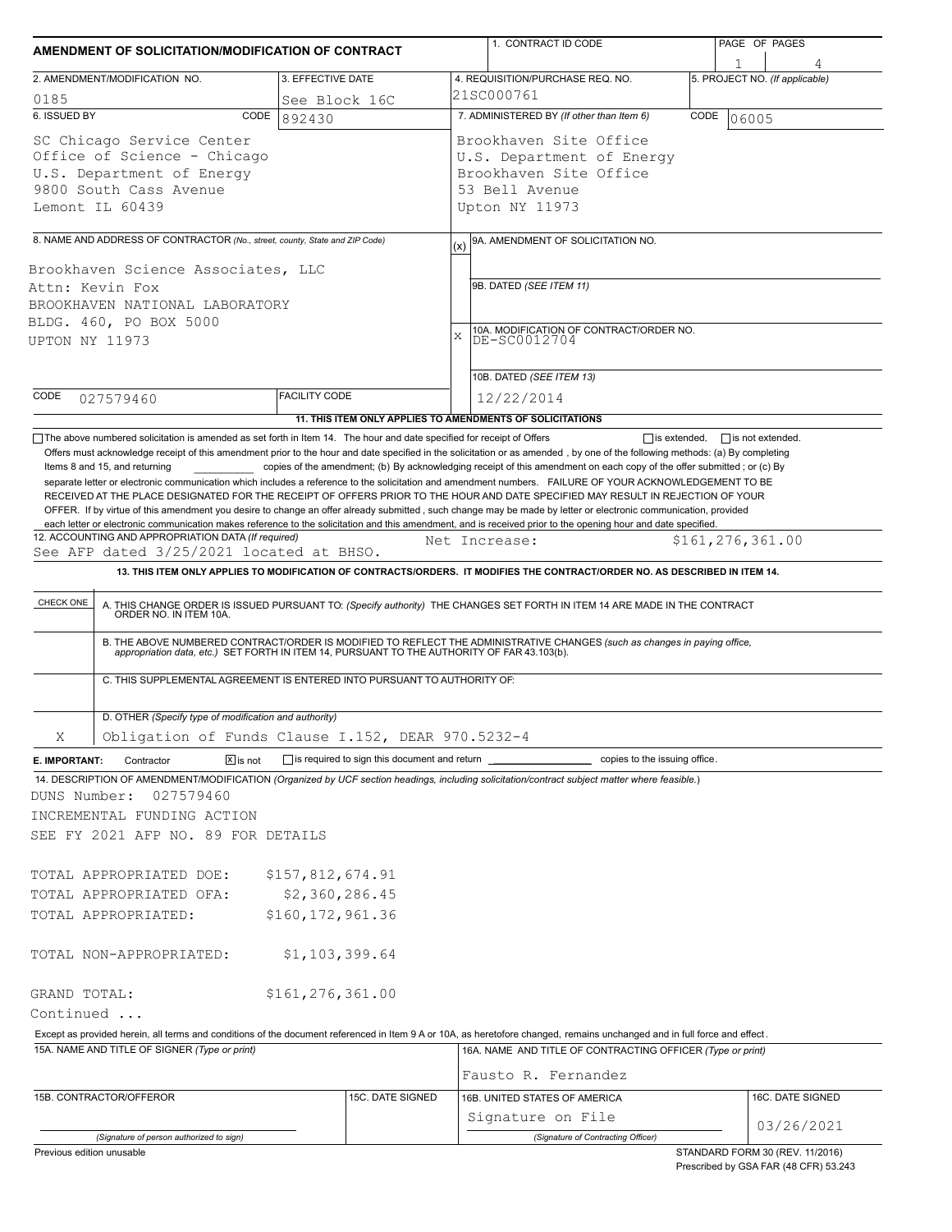# AMENDMENT OF SOLICITATION/MODIFICATION OF CONTRACT

| 1. CONTRACT ID CODE | PAGE OF PAGES |
|---|---|
| | 1 / 4 |

| 2. AMENDMENT/MODIFICATION NO. | 3. EFFECTIVE DATE | 4. REQUISITION/PURCHASE REQ. NO. | 5. PROJECT NO. (If applicable) |
|---|---|---|---|
| 0185 | See Block 16C | 21SC000761 | |

| 6. ISSUED BY CODE 892430 | 7. ADMINISTERED BY (If other than Item 6) CODE 06005 |
|---|---|
| SC Chicago Service Center<br>Office of Science - Chicago<br>U.S. Department of Energy<br>9800 South Cass Avenue<br>Lemont IL 60439 | Brookhaven Site Office<br>U.S. Department of Energy<br>Brookhaven Site Office<br>53 Bell Avenue<br>Upton NY 11973 |

**8. NAME AND ADDRESS OF CONTRACTOR** (No., street, county, State and ZIP Code)

Brookhaven Science Associates, LLC
Attn: Kevin Fox
BROOKHAVEN NATIONAL LABORATORY
BLDG. 460, PO BOX 5000
UPTON NY 11973

CODE 027579460 FACILITY CODE

(x) 9A. AMENDMENT OF SOLICITATION NO.

9B. DATED (SEE ITEM 11)

X 10A. MODIFICATION OF CONTRACT/ORDER NO. DE-SC0012704

10B. DATED (SEE ITEM 13) 12/22/2014

**11. THIS ITEM ONLY APPLIES TO AMENDMENTS OF SOLICITATIONS**

☐ The above numbered solicitation is amended as set forth in Item 14. The hour and date specified for receipt of Offers ☐ is extended, ☐ is not extended.
Offers must acknowledge receipt of this amendment prior to the hour and date specified in the solicitation or as amended, by one of the following methods: (a) By completing Items 8 and 15, and returning ______ copies of the amendment; (b) By acknowledging receipt of this amendment on each copy of the offer submitted ; or (c) By separate letter or electronic communication which includes a reference to the solicitation and amendment numbers. FAILURE OF YOUR ACKNOWLEDGEMENT TO BE RECEIVED AT THE PLACE DESIGNATED FOR THE RECEIPT OF OFFERS PRIOR TO THE HOUR AND DATE SPECIFIED MAY RESULT IN REJECTION OF YOUR OFFER. If by virtue of this amendment you desire to change an offer already submitted , such change may be made by letter or electronic communication, provided each letter or electronic communication makes reference to the solicitation and this amendment, and is received prior to the opening hour and date specified.

**12. ACCOUNTING AND APPROPRIATION DATA** (If required)
See AFP dated 3/25/2021 located at BHSO. Net Increase: $161,276,361.00

**13. THIS ITEM ONLY APPLIES TO MODIFICATION OF CONTRACTS/ORDERS. IT MODIFIES THE CONTRACT/ORDER NO. AS DESCRIBED IN ITEM 14.**

| CHECK ONE | |
|---|---|
| | A. THIS CHANGE ORDER IS ISSUED PURSUANT TO: (Specify authority) THE CHANGES SET FORTH IN ITEM 14 ARE MADE IN THE CONTRACT ORDER NO. IN ITEM 10A. |
| | B. THE ABOVE NUMBERED CONTRACT/ORDER IS MODIFIED TO REFLECT THE ADMINISTRATIVE CHANGES (such as changes in paying office, appropriation data, etc.) SET FORTH IN ITEM 14, PURSUANT TO THE AUTHORITY OF FAR 43.103(b). |
| | C. THIS SUPPLEMENTAL AGREEMENT IS ENTERED INTO PURSUANT TO AUTHORITY OF: |
| X | D. OTHER (Specify type of modification and authority)<br>Obligation of Funds Clause I.152, DEAR 970.5232-4 |

**E. IMPORTANT:** Contractor ☒ is not ☐ is required to sign this document and return ______ copies to the issuing office.

**14. DESCRIPTION OF AMENDMENT/MODIFICATION** (Organized by UCF section headings, including solicitation/contract subject matter where feasible.)

DUNS Number: 027579460
INCREMENTAL FUNDING ACTION
SEE FY 2021 AFP NO. 89 FOR DETAILS

| | |
|---|---|
| TOTAL APPROPRIATED DOE: | $157,812,674.91 |
| TOTAL APPROPRIATED OFA: | $2,360,286.45 |
| TOTAL APPROPRIATED: | $160,172,961.36 |
| TOTAL NON-APPROPRIATED: | $1,103,399.64 |
| GRAND TOTAL: | $161,276,361.00 |

Continued ...

Except as provided herein, all terms and conditions of the document referenced in Item 9 A or 10A, as heretofore changed, remains unchanged and in full force and effect.

| 15A. NAME AND TITLE OF SIGNER (Type or print) | | 16A. NAME AND TITLE OF CONTRACTING OFFICER (Type or print) | |
|---|---|---|---|
| | | Fausto R. Fernandez | |
| 15B. CONTRACTOR/OFFEROR | 15C. DATE SIGNED | 16B. UNITED STATES OF AMERICA | 16C. DATE SIGNED |
| (Signature of person authorized to sign) | | Signature on File<br>(Signature of Contracting Officer) | 03/26/2021 |

Previous edition unusable

STANDARD FORM 30 (REV. 11/2016)
Prescribed by GSA FAR (48 CFR) 53.243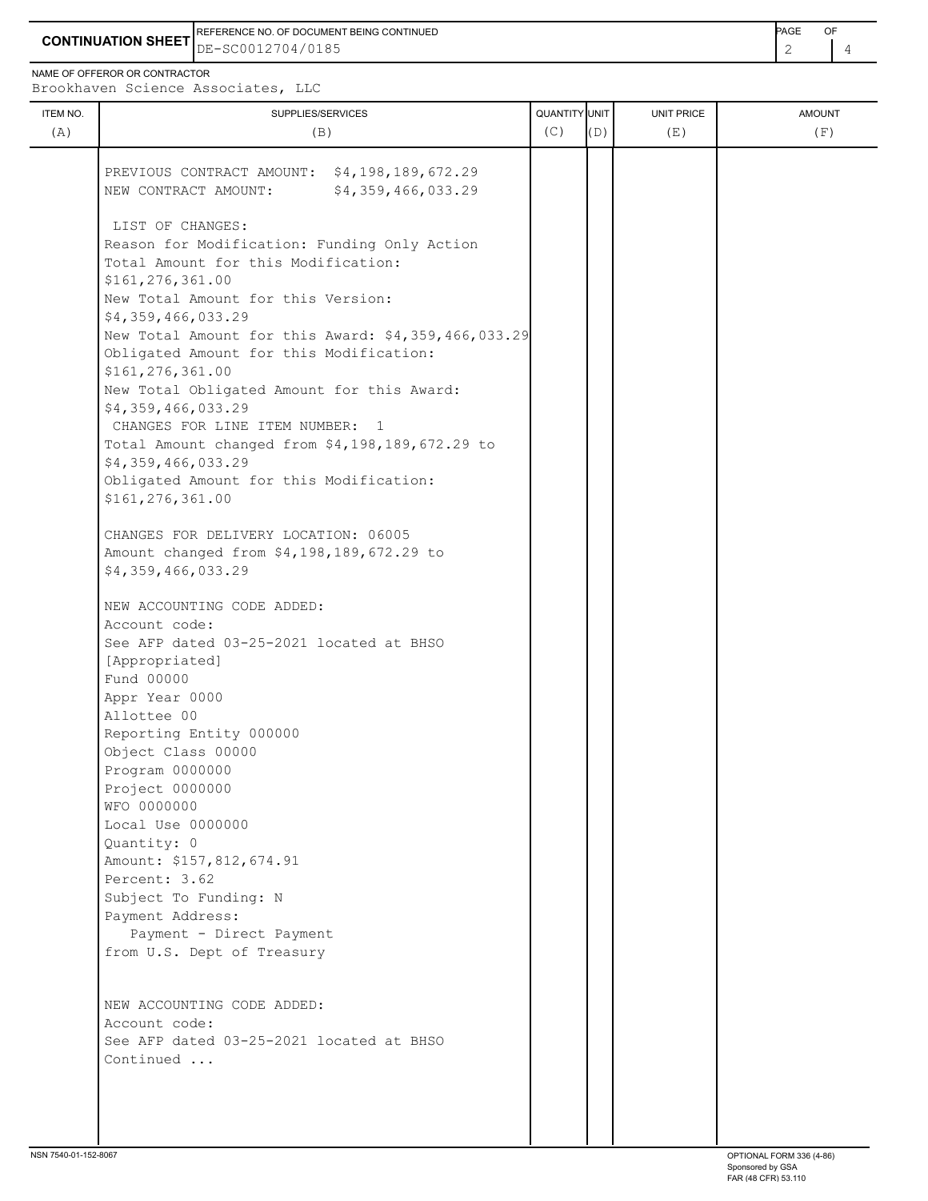**CONTINUATION SHEET**

REFERENCE NO. OF DOCUMENT BEING CONTINUED
DE-SC0012704/0185

NAME OF OFFEROR OR CONTRACTOR
Brookhaven Science Associates, LLC

| ITEM NO. (A) | SUPPLIES/SERVICES (B) | QUANTITY (C) | UNIT (D) | UNIT PRICE (E) | AMOUNT (F) |
|---|---|---|---|---|---|
| | PREVIOUS CONTRACT AMOUNT: $4,198,189,672.29<br>NEW CONTRACT AMOUNT: $4,359,466,033.29<br><br>LIST OF CHANGES:<br>Reason for Modification: Funding Only Action<br>Total Amount for this Modification:<br>$161,276,361.00<br>New Total Amount for this Version:<br>$4,359,466,033.29<br>New Total Amount for this Award: $4,359,466,033.29<br>Obligated Amount for this Modification:<br>$161,276,361.00<br>New Total Obligated Amount for this Award:<br>$4,359,466,033.29<br>CHANGES FOR LINE ITEM NUMBER: 1<br>Total Amount changed from $4,198,189,672.29 to<br>$4,359,466,033.29<br>Obligated Amount for this Modification:<br>$161,276,361.00<br><br>CHANGES FOR DELIVERY LOCATION: 06005<br>Amount changed from $4,198,189,672.29 to<br>$4,359,466,033.29<br><br>NEW ACCOUNTING CODE ADDED:<br>Account code:<br>See AFP dated 03-25-2021 located at BHSO<br>[Appropriated]<br>Fund 00000<br>Appr Year 0000<br>Allottee 00<br>Reporting Entity 000000<br>Object Class 00000<br>Program 0000000<br>Project 0000000<br>WFO 0000000<br>Local Use 0000000<br>Quantity: 0<br>Amount: $157,812,674.91<br>Percent: 3.62<br>Subject To Funding: N<br>Payment Address:<br>Payment - Direct Payment<br>from U.S. Dept of Treasury<br><br>NEW ACCOUNTING CODE ADDED:<br>Account code:<br>See AFP dated 03-25-2021 located at BHSO<br>Continued ... | | | | |

NSN 7540-01-152-8067

OPTIONAL FORM 336 (4-86)
Sponsored by GSA
FAR (48 CFR) 53.110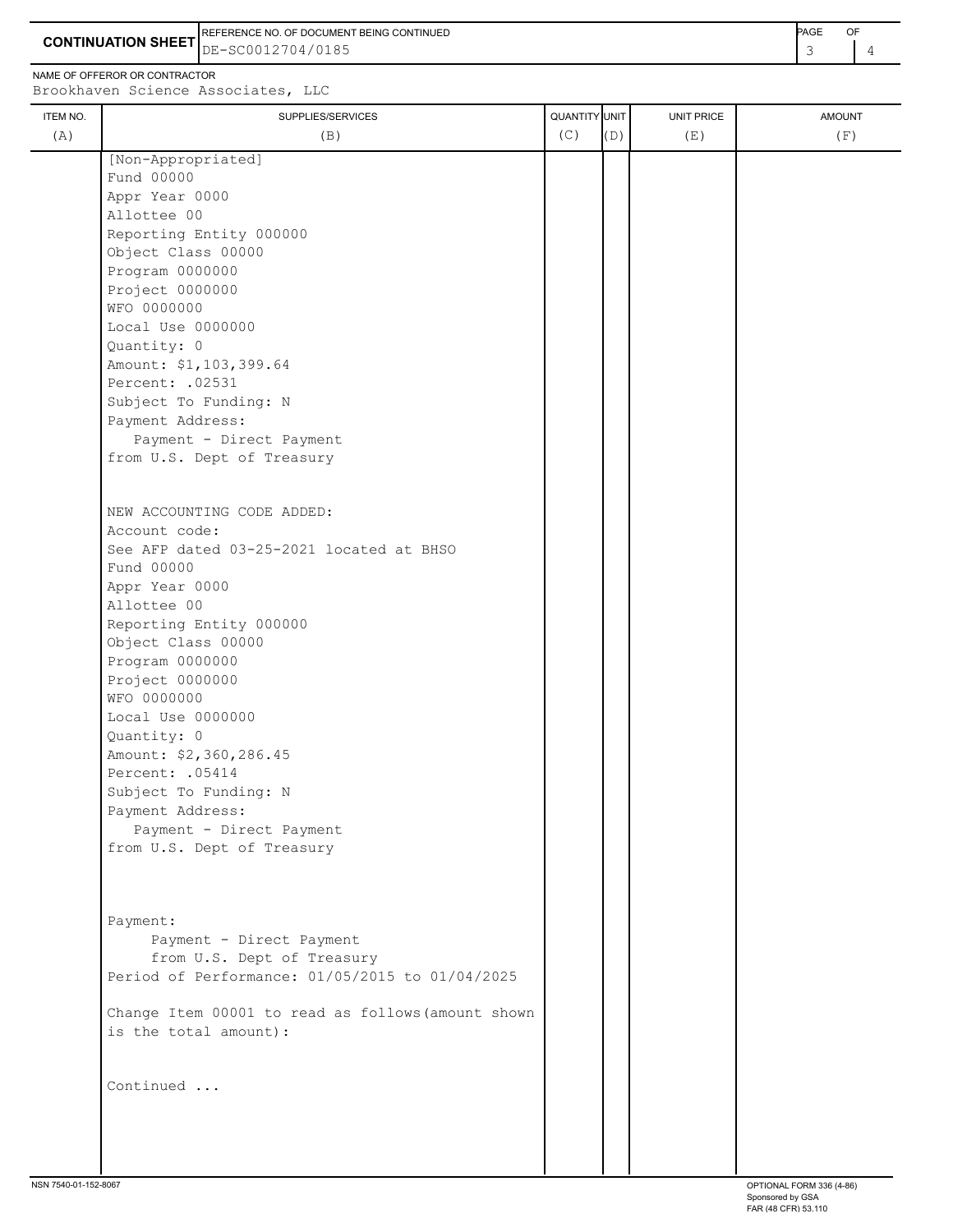**CONTINUATION SHEET**

REFERENCE NO. OF DOCUMENT BEING CONTINUED
DE-SC0012704/0185

NAME OF OFFEROR OR CONTRACTOR
Brookhaven Science Associates, LLC

| ITEM NO. (A) | SUPPLIES/SERVICES (B) | QUANTITY (C) | UNIT (D) | UNIT PRICE (E) | AMOUNT (F) |
|---|---|---|---|---|---|
| | [Non-Appropriated]<br>Fund 00000<br>Appr Year 0000<br>Allottee 00<br>Reporting Entity 000000<br>Object Class 00000<br>Program 0000000<br>Project 0000000<br>WFO 0000000<br>Local Use 0000000<br>Quantity: 0<br>Amount: $1,103,399.64<br>Percent: .02531<br>Subject To Funding: N<br>Payment Address:<br>Payment - Direct Payment<br>from U.S. Dept of Treasury | | | | |
| | NEW ACCOUNTING CODE ADDED:<br>Account code:<br>See AFP dated 03-25-2021 located at BHSO<br>Fund 00000<br>Appr Year 0000<br>Allottee 00<br>Reporting Entity 000000<br>Object Class 00000<br>Program 0000000<br>Project 0000000<br>WFO 0000000<br>Local Use 0000000<br>Quantity: 0<br>Amount: $2,360,286.45<br>Percent: .05414<br>Subject To Funding: N<br>Payment Address:<br>Payment - Direct Payment<br>from U.S. Dept of Treasury | | | | |
| | Payment:<br>Payment - Direct Payment<br>from U.S. Dept of Treasury<br>Period of Performance: 01/05/2015 to 01/04/2025 | | | | |
| | Change Item 00001 to read as follows(amount shown is the total amount): | | | | |
| | Continued ... | | | | |

NSN 7540-01-152-8067

OPTIONAL FORM 336 (4-86)
Sponsored by GSA
FAR (48 CFR) 53.110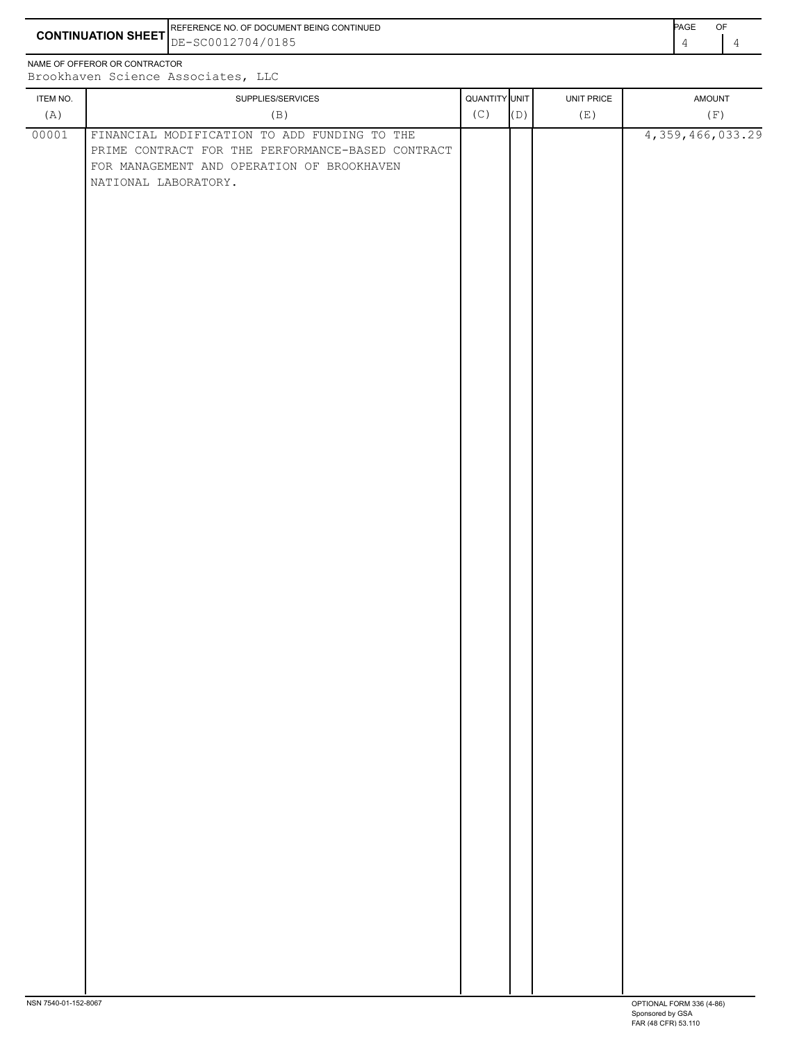**CONTINUATION SHEET**

REFERENCE NO. OF DOCUMENT BEING CONTINUED
DE-SC0012704/0185

NAME OF OFFEROR OR CONTRACTOR
Brookhaven Science Associates, LLC

| ITEM NO. (A) | SUPPLIES/SERVICES (B) | QUANTITY (C) | UNIT (D) | UNIT PRICE (E) | AMOUNT (F) |
|---|---|---|---|---|---|
| 00001 | FINANCIAL MODIFICATION TO ADD FUNDING TO THE PRIME CONTRACT FOR THE PERFORMANCE-BASED CONTRACT FOR MANAGEMENT AND OPERATION OF BROOKHAVEN NATIONAL LABORATORY. | | | | 4,359,466,033.29 |

NSN 7540-01-152-8067

OPTIONAL FORM 336 (4-86)
Sponsored by GSA
FAR (48 CFR) 53.110